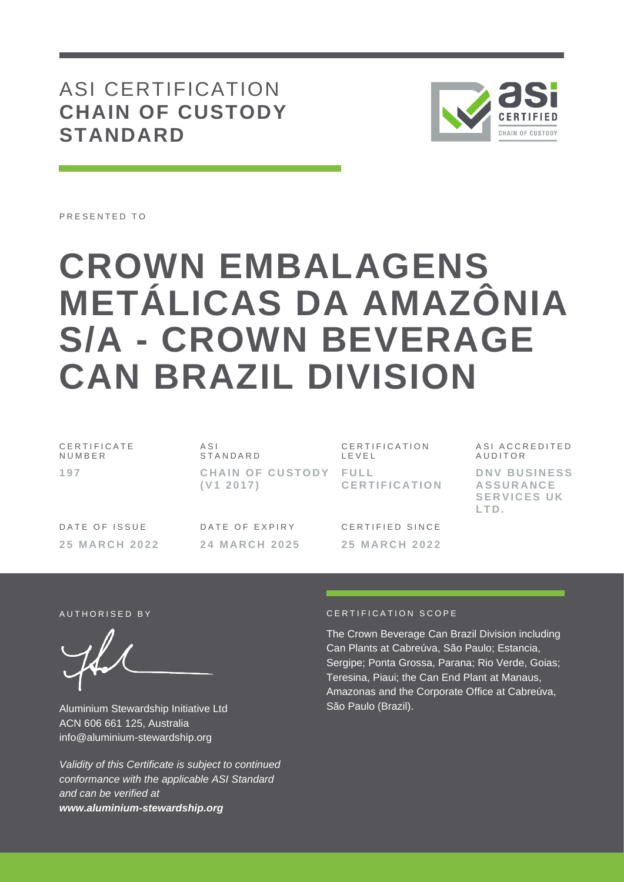# ASI CERTIFICATION
## CHAIN OF CUSTODY STANDARD

PRESENTED TO

# CROWN EMBALAGENS METÁLICAS DA AMAZÔNIA S/A - CROWN BEVERAGE CAN BRAZIL DIVISION

| CERTIFICATE NUMBER | ASI STANDARD | CERTIFICATION LEVEL | ASI ACCREDITED AUDITOR |
|---|---|---|---|
| **197** | **CHAIN OF CUSTODY (V1 2017)** | **FULL CERTIFICATION** | **DNV BUSINESS ASSURANCE SERVICES UK LTD.** |

| DATE OF ISSUE | DATE OF EXPIRY | CERTIFIED SINCE |
|---|---|---|
| **25 MARCH 2022** | **24 MARCH 2025** | **25 MARCH 2022** |

AUTHORISED BY

Aluminium Stewardship Initiative Ltd
ACN 606 661 125, Australia
info@aluminium-stewardship.org

*Validity of this Certificate is subject to continued conformance with the applicable ASI Standard and can be verified at* ***www.aluminium-stewardship.org***

CERTIFICATION SCOPE

The Crown Beverage Can Brazil Division including Can Plants at Cabreúva, São Paulo; Estancia, Sergipe; Ponta Grossa, Parana; Rio Verde, Goias; Teresina, Piaui; the Can End Plant at Manaus, Amazonas and the Corporate Office at Cabreúva, São Paulo (Brazil).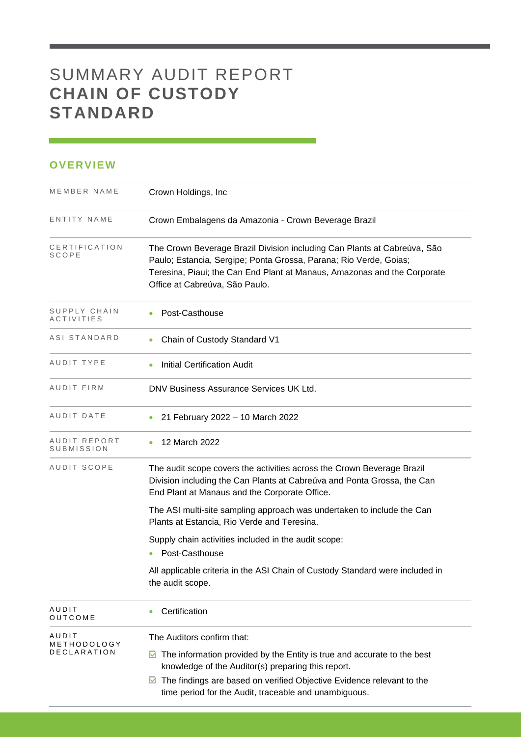# SUMMARY AUDIT REPORT
# **CHAIN OF CUSTODY STANDARD**

## OVERVIEW

| | |
|---|---|
| MEMBER NAME | Crown Holdings, Inc |
| ENTITY NAME | Crown Embalagens da Amazonia - Crown Beverage Brazil |
| CERTIFICATION SCOPE | The Crown Beverage Brazil Division including Can Plants at Cabreúva, São Paulo; Estancia, Sergipe; Ponta Grossa, Parana; Rio Verde, Goias; Teresina, Piaui; the Can End Plant at Manaus, Amazonas and the Corporate Office at Cabreúva, São Paulo. |
| SUPPLY CHAIN ACTIVITIES | • Post-Casthouse |
| ASI STANDARD | • Chain of Custody Standard V1 |
| AUDIT TYPE | • Initial Certification Audit |
| AUDIT FIRM | DNV Business Assurance Services UK Ltd. |
| AUDIT DATE | • 21 February 2022 – 10 March 2022 |
| AUDIT REPORT SUBMISSION | • 12 March 2022 |
| AUDIT SCOPE | The audit scope covers the activities across the Crown Beverage Brazil Division including the Can Plants at Cabreúva and Ponta Grossa, the Can End Plant at Manaus and the Corporate Office.<br><br>The ASI multi-site sampling approach was undertaken to include the Can Plants at Estancia, Rio Verde and Teresina.<br><br>Supply chain activities included in the audit scope:<br>• Post-Casthouse<br><br>All applicable criteria in the ASI Chain of Custody Standard were included in the audit scope. |
| AUDIT OUTCOME | • Certification |
| AUDIT METHODOLOGY DECLARATION | The Auditors confirm that:<br><br>☑ The information provided by the Entity is true and accurate to the best knowledge of the Auditor(s) preparing this report.<br><br>☑ The findings are based on verified Objective Evidence relevant to the time period for the Audit, traceable and unambiguous. |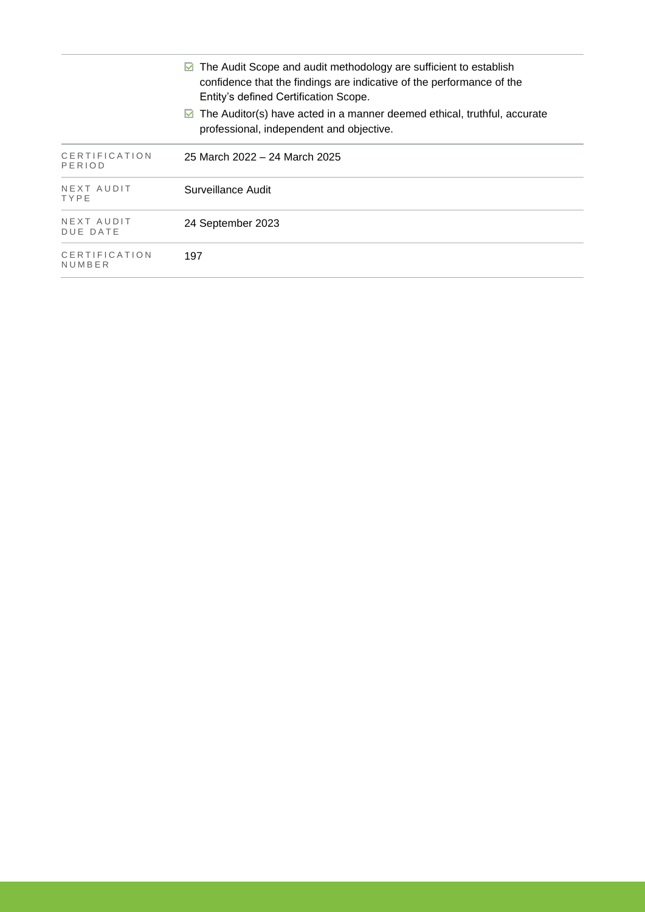| | |
|---|---|
| | ☑ The Audit Scope and audit methodology are sufficient to establish confidence that the findings are indicative of the performance of the Entity's defined Certification Scope. ☑ The Auditor(s) have acted in a manner deemed ethical, truthful, accurate professional, independent and objective. |
| CERTIFICATION PERIOD | 25 March 2022 – 24 March 2025 |
| NEXT AUDIT TYPE | Surveillance Audit |
| NEXT AUDIT DUE DATE | 24 September 2023 |
| CERTIFICATION NUMBER | 197 |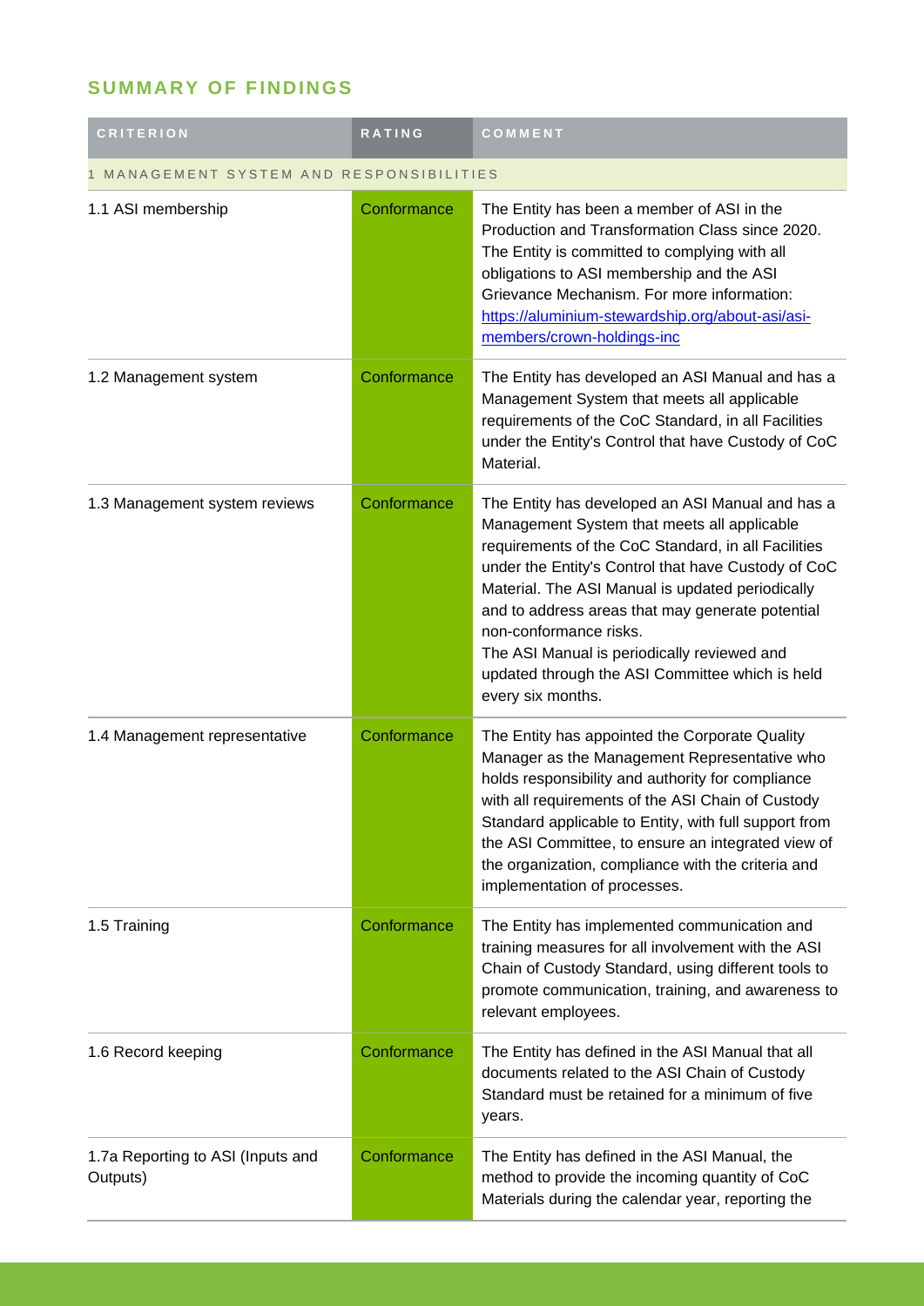## SUMMARY OF FINDINGS

| CRITERION | RATING | COMMENT |
|---|---|---|
| 1 MANAGEMENT SYSTEM AND RESPONSIBILITIES | | |
| 1.1 ASI membership | Conformance | The Entity has been a member of ASI in the Production and Transformation Class since 2020. The Entity is committed to complying with all obligations to ASI membership and the ASI Grievance Mechanism. For more information: [https://aluminium-stewardship.org/about-asi/asi-members/crown-holdings-inc](https://aluminium-stewardship.org/about-asi/asi-members/crown-holdings-inc) |
| 1.2 Management system | Conformance | The Entity has developed an ASI Manual and has a Management System that meets all applicable requirements of the CoC Standard, in all Facilities under the Entity's Control that have Custody of CoC Material. |
| 1.3 Management system reviews | Conformance | The Entity has developed an ASI Manual and has a Management System that meets all applicable requirements of the CoC Standard, in all Facilities under the Entity's Control that have Custody of CoC Material. The ASI Manual is updated periodically and to address areas that may generate potential non-conformance risks.<br>The ASI Manual is periodically reviewed and updated through the ASI Committee which is held every six months. |
| 1.4 Management representative | Conformance | The Entity has appointed the Corporate Quality Manager as the Management Representative who holds responsibility and authority for compliance with all requirements of the ASI Chain of Custody Standard applicable to Entity, with full support from the ASI Committee, to ensure an integrated view of the organization, compliance with the criteria and implementation of processes. |
| 1.5 Training | Conformance | The Entity has implemented communication and training measures for all involvement with the ASI Chain of Custody Standard, using different tools to promote communication, training, and awareness to relevant employees. |
| 1.6 Record keeping | Conformance | The Entity has defined in the ASI Manual that all documents related to the ASI Chain of Custody Standard must be retained for a minimum of five years. |
| 1.7a Reporting to ASI (Inputs and Outputs) | Conformance | The Entity has defined in the ASI Manual, the method to provide the incoming quantity of CoC Materials during the calendar year, reporting the |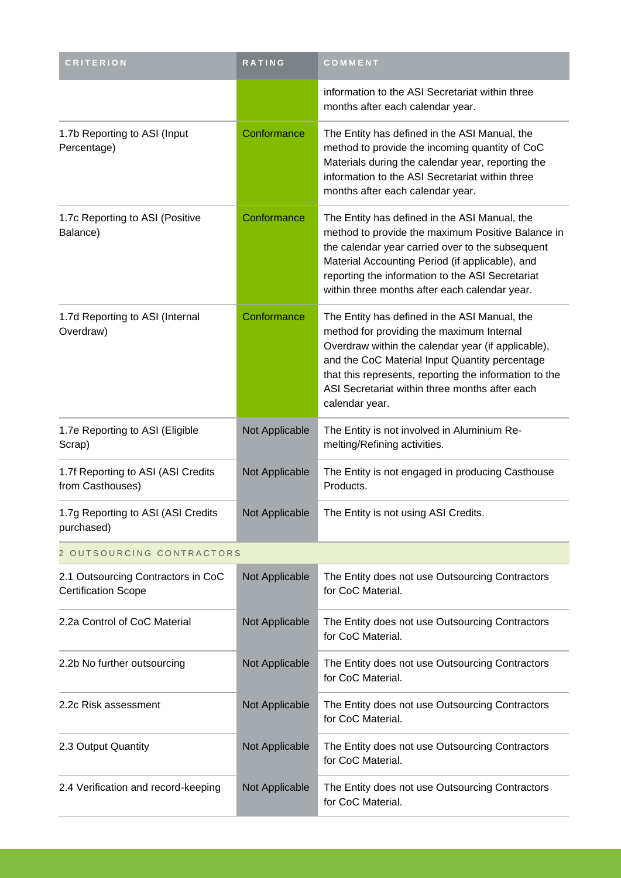| CRITERION | RATING | COMMENT |
| --- | --- | --- |
| | | information to the ASI Secretariat within three months after each calendar year. |
| 1.7b Reporting to ASI (Input Percentage) | Conformance | The Entity has defined in the ASI Manual, the method to provide the incoming quantity of CoC Materials during the calendar year, reporting the information to the ASI Secretariat within three months after each calendar year. |
| 1.7c Reporting to ASI (Positive Balance) | Conformance | The Entity has defined in the ASI Manual, the method to provide the maximum Positive Balance in the calendar year carried over to the subsequent Material Accounting Period (if applicable), and reporting the information to the ASI Secretariat within three months after each calendar year. |
| 1.7d Reporting to ASI (Internal Overdraw) | Conformance | The Entity has defined in the ASI Manual, the method for providing the maximum Internal Overdraw within the calendar year (if applicable), and the CoC Material Input Quantity percentage that this represents, reporting the information to the ASI Secretariat within three months after each calendar year. |
| 1.7e Reporting to ASI (Eligible Scrap) | Not Applicable | The Entity is not involved in Aluminium Re-melting/Refining activities. |
| 1.7f Reporting to ASI (ASI Credits from Casthouses) | Not Applicable | The Entity is not engaged in producing Casthouse Products. |
| 1.7g Reporting to ASI (ASI Credits purchased) | Not Applicable | The Entity is not using ASI Credits. |
| 2 OUTSOURCING CONTRACTORS | | |
| 2.1 Outsourcing Contractors in CoC Certification Scope | Not Applicable | The Entity does not use Outsourcing Contractors for CoC Material. |
| 2.2a Control of CoC Material | Not Applicable | The Entity does not use Outsourcing Contractors for CoC Material. |
| 2.2b No further outsourcing | Not Applicable | The Entity does not use Outsourcing Contractors for CoC Material. |
| 2.2c Risk assessment | Not Applicable | The Entity does not use Outsourcing Contractors for CoC Material. |
| 2.3 Output Quantity | Not Applicable | The Entity does not use Outsourcing Contractors for CoC Material. |
| 2.4 Verification and record-keeping | Not Applicable | The Entity does not use Outsourcing Contractors for CoC Material. |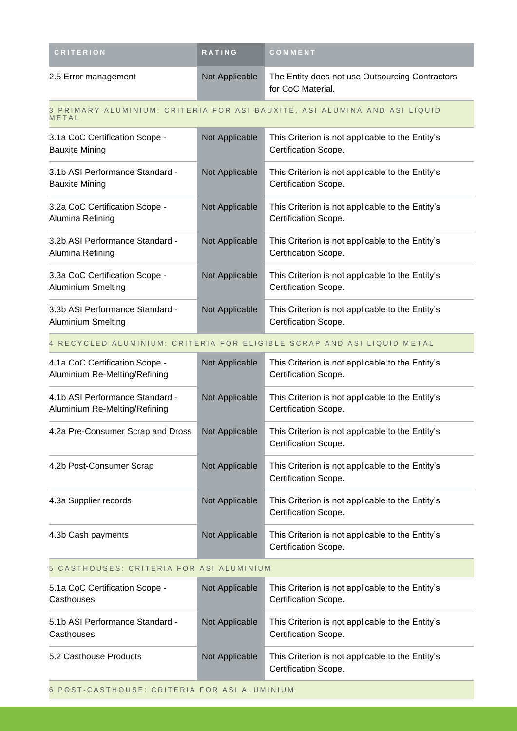| CRITERION | RATING | COMMENT |
| --- | --- | --- |
| 2.5 Error management | Not Applicable | The Entity does not use Outsourcing Contractors for CoC Material. |
| 3 PRIMARY ALUMINIUM: CRITERIA FOR ASI BAUXITE, ASI ALUMINA AND ASI LIQUID METAL | | |
| 3.1a CoC Certification Scope - Bauxite Mining | Not Applicable | This Criterion is not applicable to the Entity's Certification Scope. |
| 3.1b ASI Performance Standard - Bauxite Mining | Not Applicable | This Criterion is not applicable to the Entity's Certification Scope. |
| 3.2a CoC Certification Scope - Alumina Refining | Not Applicable | This Criterion is not applicable to the Entity's Certification Scope. |
| 3.2b ASI Performance Standard - Alumina Refining | Not Applicable | This Criterion is not applicable to the Entity's Certification Scope. |
| 3.3a CoC Certification Scope - Aluminium Smelting | Not Applicable | This Criterion is not applicable to the Entity's Certification Scope. |
| 3.3b ASI Performance Standard - Aluminium Smelting | Not Applicable | This Criterion is not applicable to the Entity's Certification Scope. |
| 4 RECYCLED ALUMINIUM: CRITERIA FOR ELIGIBLE SCRAP AND ASI LIQUID METAL | | |
| 4.1a CoC Certification Scope - Aluminium Re-Melting/Refining | Not Applicable | This Criterion is not applicable to the Entity's Certification Scope. |
| 4.1b ASI Performance Standard - Aluminium Re-Melting/Refining | Not Applicable | This Criterion is not applicable to the Entity's Certification Scope. |
| 4.2a Pre-Consumer Scrap and Dross | Not Applicable | This Criterion is not applicable to the Entity's Certification Scope. |
| 4.2b Post-Consumer Scrap | Not Applicable | This Criterion is not applicable to the Entity's Certification Scope. |
| 4.3a Supplier records | Not Applicable | This Criterion is not applicable to the Entity's Certification Scope. |
| 4.3b Cash payments | Not Applicable | This Criterion is not applicable to the Entity's Certification Scope. |
| 5 CASTHOUSES: CRITERIA FOR ASI ALUMINIUM | | |
| 5.1a CoC Certification Scope - Casthouses | Not Applicable | This Criterion is not applicable to the Entity's Certification Scope. |
| 5.1b ASI Performance Standard - Casthouses | Not Applicable | This Criterion is not applicable to the Entity's Certification Scope. |
| 5.2 Casthouse Products | Not Applicable | This Criterion is not applicable to the Entity's Certification Scope. |
| 6 POST-CASTHOUSE: CRITERIA FOR ASI ALUMINIUM | | |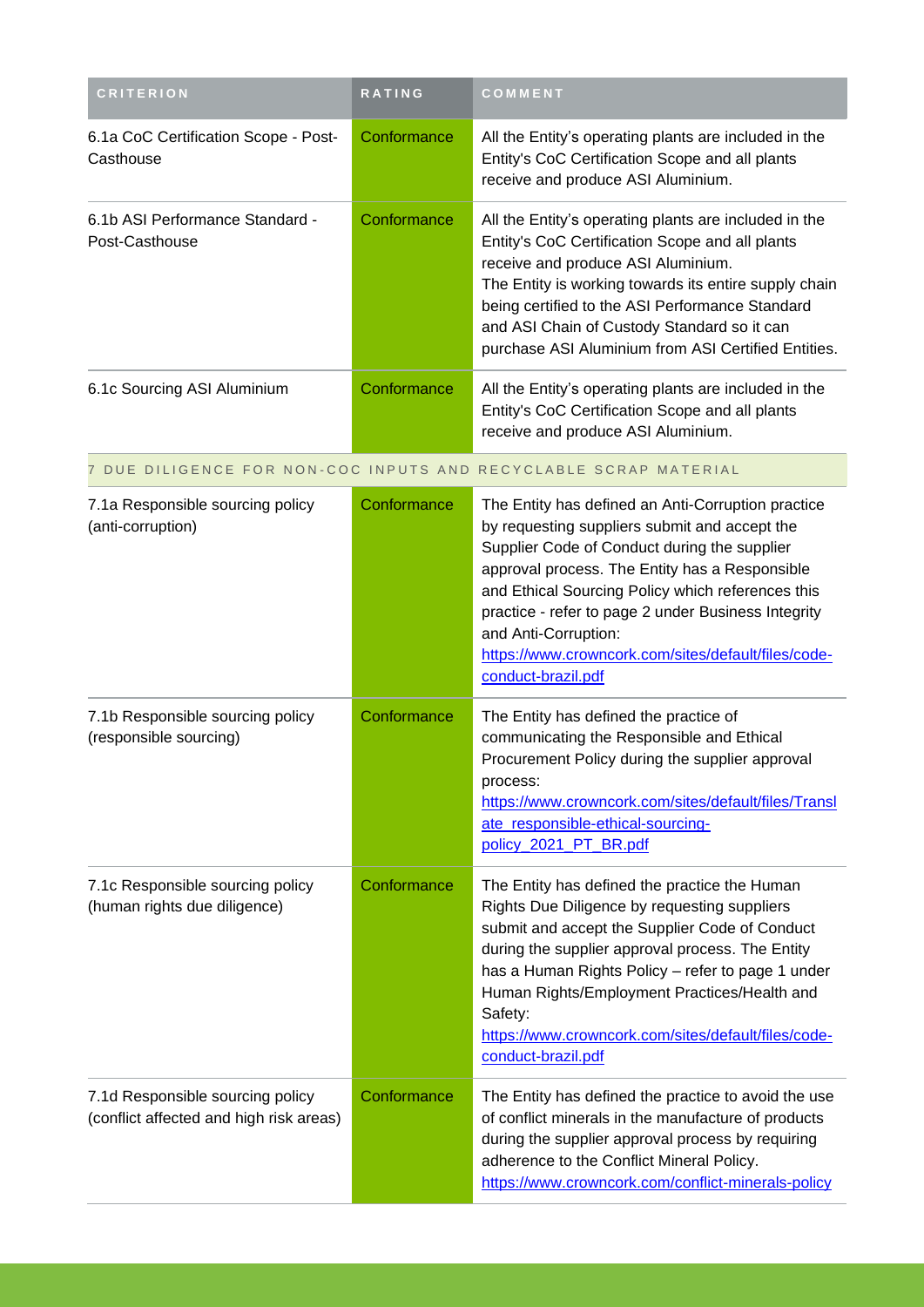| CRITERION | RATING | COMMENT |
|---|---|---|
| 6.1a CoC Certification Scope - Post-Casthouse | Conformance | All the Entity's operating plants are included in the Entity's CoC Certification Scope and all plants receive and produce ASI Aluminium. |
| 6.1b ASI Performance Standard - Post-Casthouse | Conformance | All the Entity's operating plants are included in the Entity's CoC Certification Scope and all plants receive and produce ASI Aluminium.<br>The Entity is working towards its entire supply chain being certified to the ASI Performance Standard and ASI Chain of Custody Standard so it can purchase ASI Aluminium from ASI Certified Entities. |
| 6.1c Sourcing ASI Aluminium | Conformance | All the Entity's operating plants are included in the Entity's CoC Certification Scope and all plants receive and produce ASI Aluminium. |
| **7 DUE DILIGENCE FOR NON-COC INPUTS AND RECYCLABLE SCRAP MATERIAL** | | |
| 7.1a Responsible sourcing policy (anti-corruption) | Conformance | The Entity has defined an Anti-Corruption practice by requesting suppliers submit and accept the Supplier Code of Conduct during the supplier approval process. The Entity has a Responsible and Ethical Sourcing Policy which references this practice - refer to page 2 under Business Integrity and Anti-Corruption:<br>https://www.crowncork.com/sites/default/files/code-conduct-brazil.pdf |
| 7.1b Responsible sourcing policy (responsible sourcing) | Conformance | The Entity has defined the practice of communicating the Responsible and Ethical Procurement Policy during the supplier approval process:<br>https://www.crowncork.com/sites/default/files/Translate_responsible-ethical-sourcing-policy_2021_PT_BR.pdf |
| 7.1c Responsible sourcing policy (human rights due diligence) | Conformance | The Entity has defined the practice the Human Rights Due Diligence by requesting suppliers submit and accept the Supplier Code of Conduct during the supplier approval process. The Entity has a Human Rights Policy – refer to page 1 under Human Rights/Employment Practices/Health and Safety:<br>https://www.crowncork.com/sites/default/files/code-conduct-brazil.pdf |
| 7.1d Responsible sourcing policy (conflict affected and high risk areas) | Conformance | The Entity has defined the practice to avoid the use of conflict minerals in the manufacture of products during the supplier approval process by requiring adherence to the Conflict Mineral Policy.<br>https://www.crowncork.com/conflict-minerals-policy |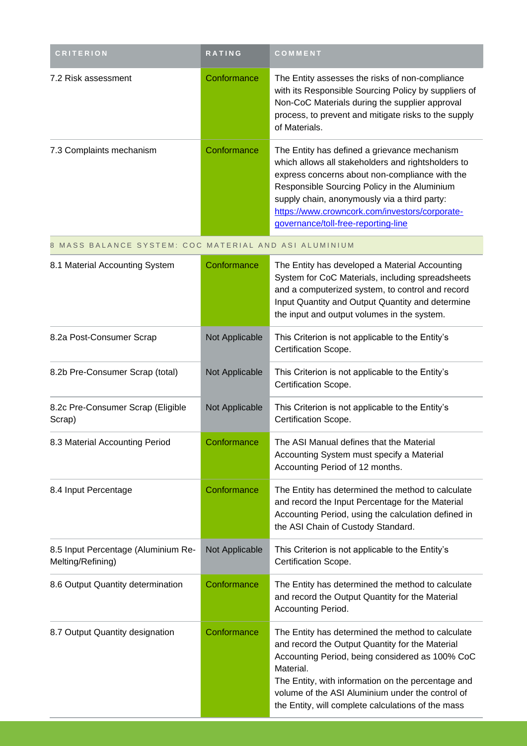| CRITERION | RATING | COMMENT |
| --- | --- | --- |
| 7.2 Risk assessment | Conformance | The Entity assesses the risks of non-compliance with its Responsible Sourcing Policy by suppliers of Non-CoC Materials during the supplier approval process, to prevent and mitigate risks to the supply of Materials. |
| 7.3 Complaints mechanism | Conformance | The Entity has defined a grievance mechanism which allows all stakeholders and rightsholders to express concerns about non-compliance with the Responsible Sourcing Policy in the Aluminium supply chain, anonymously via a third party: https://www.crowncork.com/investors/corporate-governance/toll-free-reporting-line |
| 8 MASS BALANCE SYSTEM: COC MATERIAL AND ASI ALUMINIUM | | |
| 8.1 Material Accounting System | Conformance | The Entity has developed a Material Accounting System for CoC Materials, including spreadsheets and a computerized system, to control and record Input Quantity and Output Quantity and determine the input and output volumes in the system. |
| 8.2a Post-Consumer Scrap | Not Applicable | This Criterion is not applicable to the Entity's Certification Scope. |
| 8.2b Pre-Consumer Scrap (total) | Not Applicable | This Criterion is not applicable to the Entity's Certification Scope. |
| 8.2c Pre-Consumer Scrap (Eligible Scrap) | Not Applicable | This Criterion is not applicable to the Entity's Certification Scope. |
| 8.3 Material Accounting Period | Conformance | The ASI Manual defines that the Material Accounting System must specify a Material Accounting Period of 12 months. |
| 8.4 Input Percentage | Conformance | The Entity has determined the method to calculate and record the Input Percentage for the Material Accounting Period, using the calculation defined in the ASI Chain of Custody Standard. |
| 8.5 Input Percentage (Aluminium Re-Melting/Refining) | Not Applicable | This Criterion is not applicable to the Entity's Certification Scope. |
| 8.6 Output Quantity determination | Conformance | The Entity has determined the method to calculate and record the Output Quantity for the Material Accounting Period. |
| 8.7 Output Quantity designation | Conformance | The Entity has determined the method to calculate and record the Output Quantity for the Material Accounting Period, being considered as 100% CoC Material.<br>The Entity, with information on the percentage and volume of the ASI Aluminium under the control of the Entity, will complete calculations of the mass |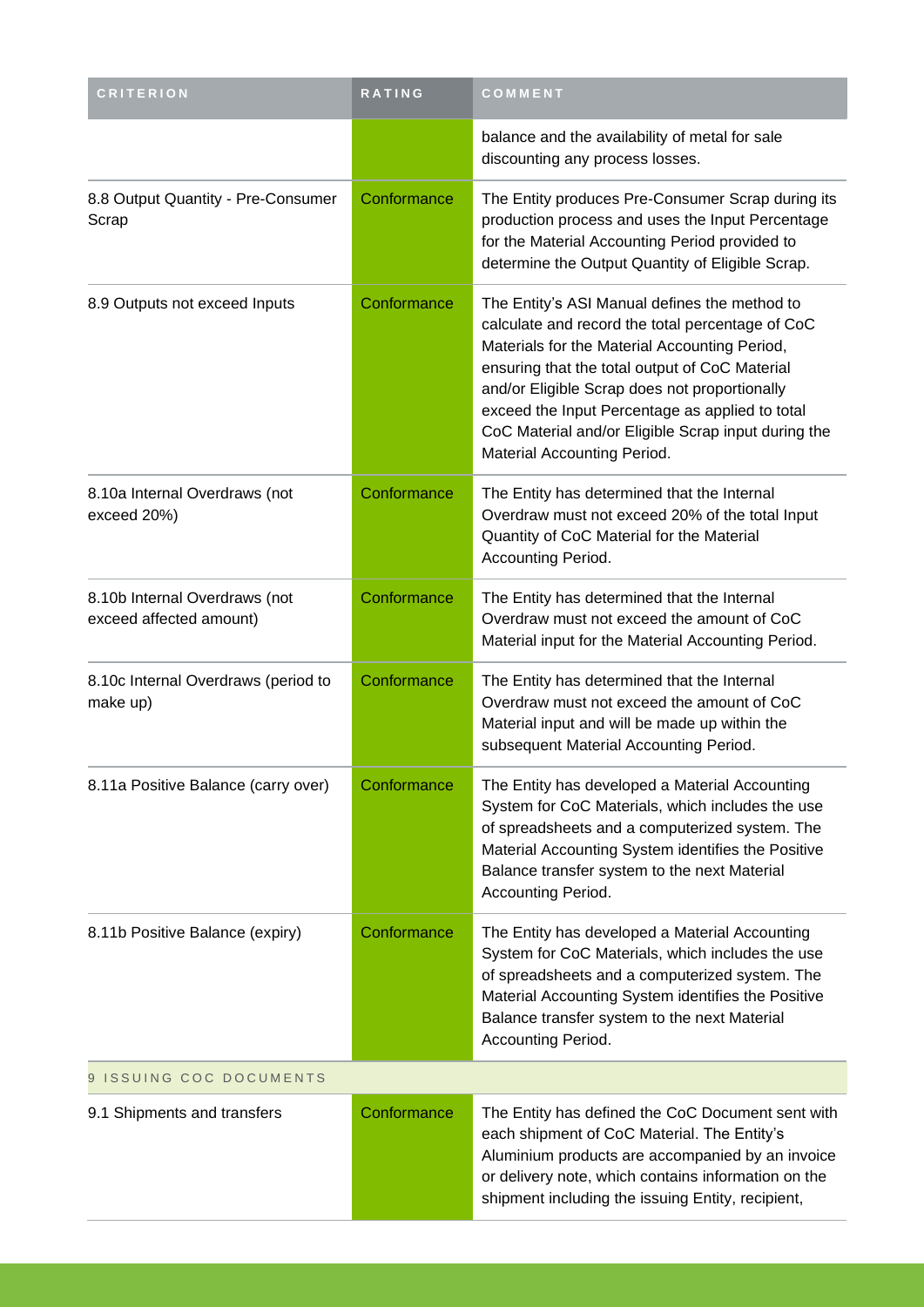| CRITERION | RATING | COMMENT |
| --- | --- | --- |
| | | balance and the availability of metal for sale discounting any process losses. |
| 8.8 Output Quantity - Pre-Consumer Scrap | Conformance | The Entity produces Pre-Consumer Scrap during its production process and uses the Input Percentage for the Material Accounting Period provided to determine the Output Quantity of Eligible Scrap. |
| 8.9 Outputs not exceed Inputs | Conformance | The Entity's ASI Manual defines the method to calculate and record the total percentage of CoC Materials for the Material Accounting Period, ensuring that the total output of CoC Material and/or Eligible Scrap does not proportionally exceed the Input Percentage as applied to total CoC Material and/or Eligible Scrap input during the Material Accounting Period. |
| 8.10a Internal Overdraws (not exceed 20%) | Conformance | The Entity has determined that the Internal Overdraw must not exceed 20% of the total Input Quantity of CoC Material for the Material Accounting Period. |
| 8.10b Internal Overdraws (not exceed affected amount) | Conformance | The Entity has determined that the Internal Overdraw must not exceed the amount of CoC Material input for the Material Accounting Period. |
| 8.10c Internal Overdraws (period to make up) | Conformance | The Entity has determined that the Internal Overdraw must not exceed the amount of CoC Material input and will be made up within the subsequent Material Accounting Period. |
| 8.11a Positive Balance (carry over) | Conformance | The Entity has developed a Material Accounting System for CoC Materials, which includes the use of spreadsheets and a computerized system. The Material Accounting System identifies the Positive Balance transfer system to the next Material Accounting Period. |
| 8.11b Positive Balance (expiry) | Conformance | The Entity has developed a Material Accounting System for CoC Materials, which includes the use of spreadsheets and a computerized system. The Material Accounting System identifies the Positive Balance transfer system to the next Material Accounting Period. |
| 9 ISSUING COC DOCUMENTS | | |
| 9.1 Shipments and transfers | Conformance | The Entity has defined the CoC Document sent with each shipment of CoC Material. The Entity's Aluminium products are accompanied by an invoice or delivery note, which contains information on the shipment including the issuing Entity, recipient, |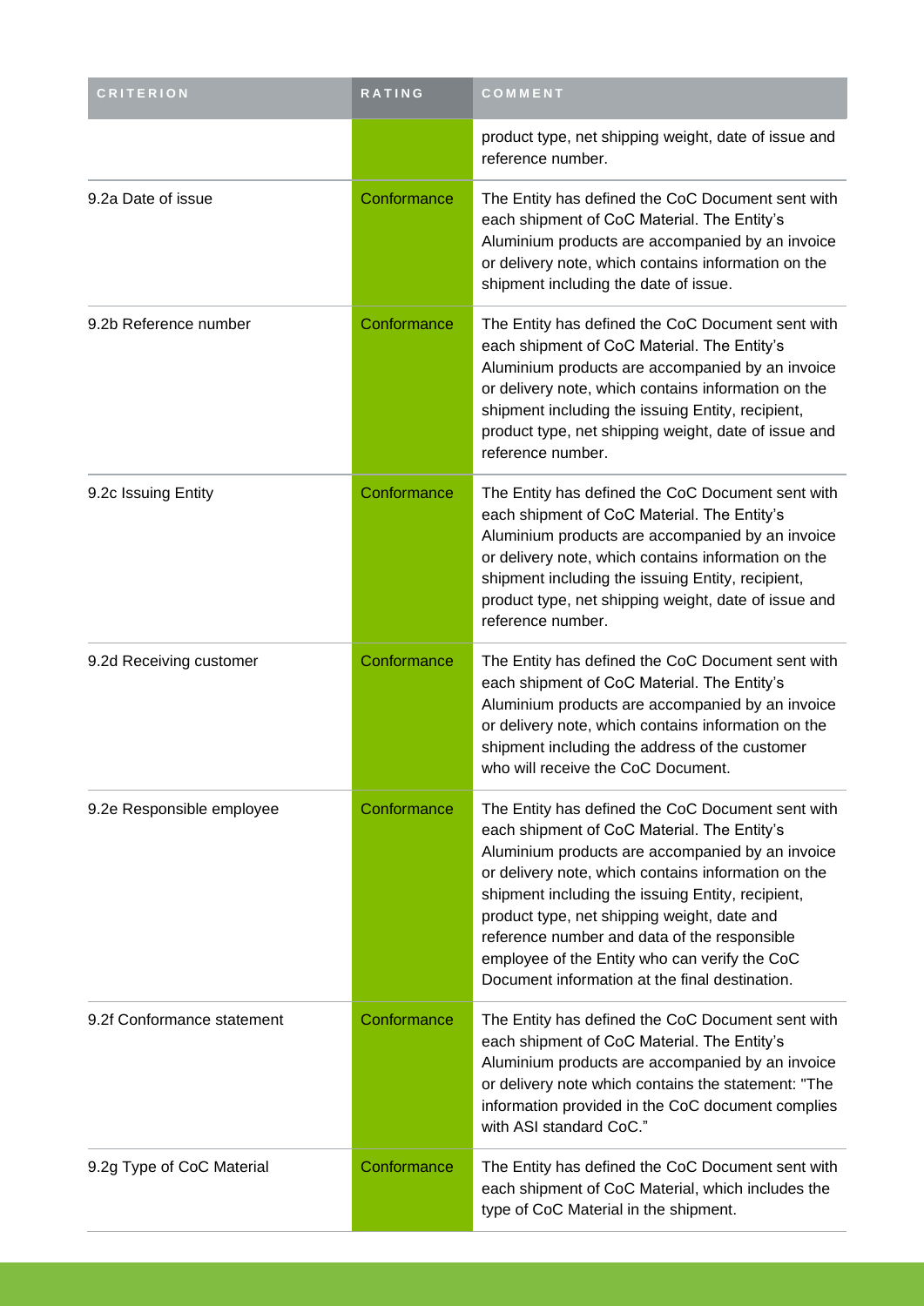| CRITERION | RATING | COMMENT |
| --- | --- | --- |
| | | product type, net shipping weight, date of issue and reference number. |
| 9.2a Date of issue | Conformance | The Entity has defined the CoC Document sent with each shipment of CoC Material. The Entity's Aluminium products are accompanied by an invoice or delivery note, which contains information on the shipment including the date of issue. |
| 9.2b Reference number | Conformance | The Entity has defined the CoC Document sent with each shipment of CoC Material. The Entity's Aluminium products are accompanied by an invoice or delivery note, which contains information on the shipment including the issuing Entity, recipient, product type, net shipping weight, date of issue and reference number. |
| 9.2c Issuing Entity | Conformance | The Entity has defined the CoC Document sent with each shipment of CoC Material. The Entity's Aluminium products are accompanied by an invoice or delivery note, which contains information on the shipment including the issuing Entity, recipient, product type, net shipping weight, date of issue and reference number. |
| 9.2d Receiving customer | Conformance | The Entity has defined the CoC Document sent with each shipment of CoC Material. The Entity's Aluminium products are accompanied by an invoice or delivery note, which contains information on the shipment including the address of the customer who will receive the CoC Document. |
| 9.2e Responsible employee | Conformance | The Entity has defined the CoC Document sent with each shipment of CoC Material. The Entity's Aluminium products are accompanied by an invoice or delivery note, which contains information on the shipment including the issuing Entity, recipient, product type, net shipping weight, date and reference number and data of the responsible employee of the Entity who can verify the CoC Document information at the final destination. |
| 9.2f Conformance statement | Conformance | The Entity has defined the CoC Document sent with each shipment of CoC Material. The Entity's Aluminium products are accompanied by an invoice or delivery note which contains the statement: "The information provided in the CoC document complies with ASI standard CoC." |
| 9.2g Type of CoC Material | Conformance | The Entity has defined the CoC Document sent with each shipment of CoC Material, which includes the type of CoC Material in the shipment. |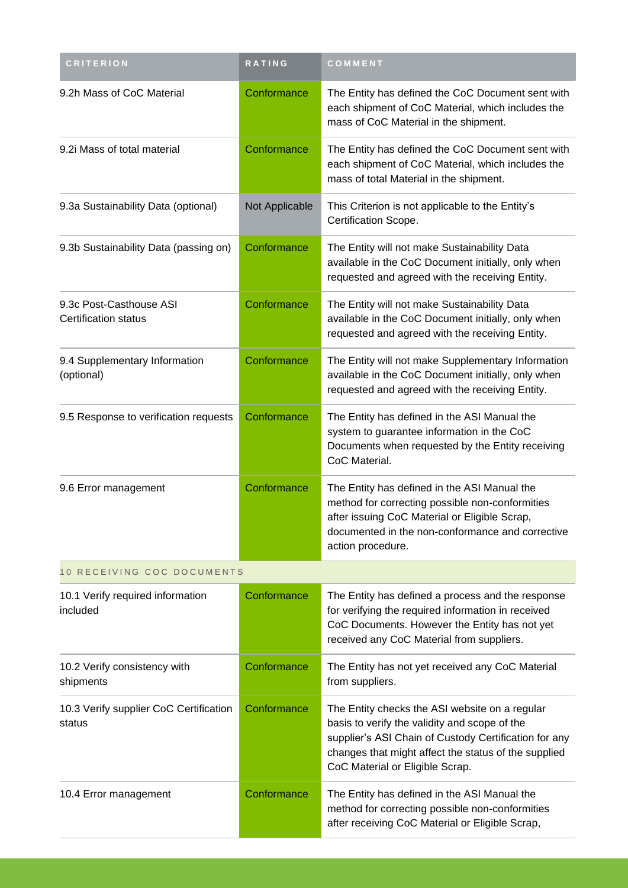| CRITERION | RATING | COMMENT |
| --- | --- | --- |
| 9.2h Mass of CoC Material | Conformance | The Entity has defined the CoC Document sent with each shipment of CoC Material, which includes the mass of CoC Material in the shipment. |
| 9.2i Mass of total material | Conformance | The Entity has defined the CoC Document sent with each shipment of CoC Material, which includes the mass of total Material in the shipment. |
| 9.3a Sustainability Data (optional) | Not Applicable | This Criterion is not applicable to the Entity's Certification Scope. |
| 9.3b Sustainability Data (passing on) | Conformance | The Entity will not make Sustainability Data available in the CoC Document initially, only when requested and agreed with the receiving Entity. |
| 9.3c Post-Casthouse ASI Certification status | Conformance | The Entity will not make Sustainability Data available in the CoC Document initially, only when requested and agreed with the receiving Entity. |
| 9.4 Supplementary Information (optional) | Conformance | The Entity will not make Supplementary Information available in the CoC Document initially, only when requested and agreed with the receiving Entity. |
| 9.5 Response to verification requests | Conformance | The Entity has defined in the ASI Manual the system to guarantee information in the CoC Documents when requested by the Entity receiving CoC Material. |
| 9.6 Error management | Conformance | The Entity has defined in the ASI Manual the method for correcting possible non-conformities after issuing CoC Material or Eligible Scrap, documented in the non-conformance and corrective action procedure. |
| 10 RECEIVING COC DOCUMENTS | | |
| 10.1 Verify required information included | Conformance | The Entity has defined a process and the response for verifying the required information in received CoC Documents. However the Entity has not yet received any CoC Material from suppliers. |
| 10.2 Verify consistency with shipments | Conformance | The Entity has not yet received any CoC Material from suppliers. |
| 10.3 Verify supplier CoC Certification status | Conformance | The Entity checks the ASI website on a regular basis to verify the validity and scope of the supplier's ASI Chain of Custody Certification for any changes that might affect the status of the supplied CoC Material or Eligible Scrap. |
| 10.4 Error management | Conformance | The Entity has defined in the ASI Manual the method for correcting possible non-conformities after receiving CoC Material or Eligible Scrap, |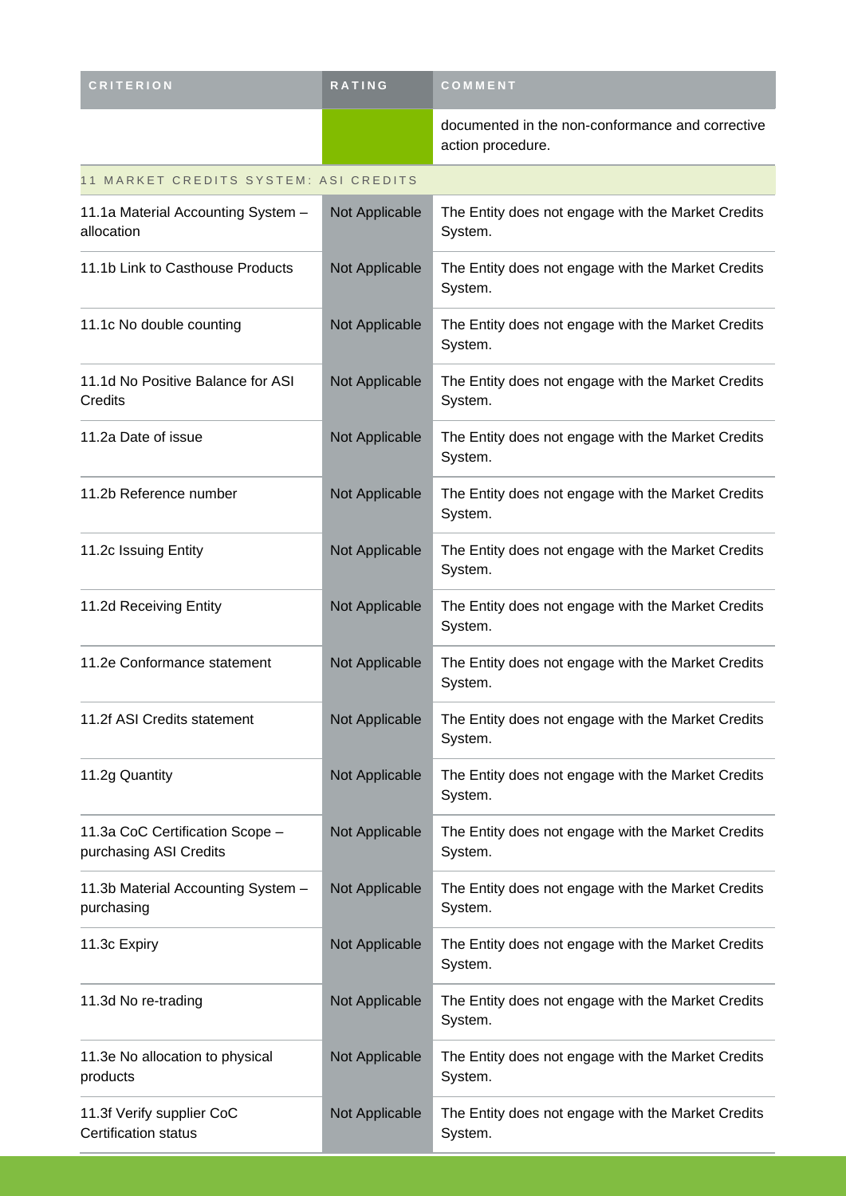| CRITERION | RATING | COMMENT |
| --- | --- | --- |
| | | documented in the non-conformance and corrective action procedure. |
| **11 MARKET CREDITS SYSTEM: ASI CREDITS** | | |
| 11.1a Material Accounting System – allocation | Not Applicable | The Entity does not engage with the Market Credits System. |
| 11.1b Link to Casthouse Products | Not Applicable | The Entity does not engage with the Market Credits System. |
| 11.1c No double counting | Not Applicable | The Entity does not engage with the Market Credits System. |
| 11.1d No Positive Balance for ASI Credits | Not Applicable | The Entity does not engage with the Market Credits System. |
| 11.2a Date of issue | Not Applicable | The Entity does not engage with the Market Credits System. |
| 11.2b Reference number | Not Applicable | The Entity does not engage with the Market Credits System. |
| 11.2c Issuing Entity | Not Applicable | The Entity does not engage with the Market Credits System. |
| 11.2d Receiving Entity | Not Applicable | The Entity does not engage with the Market Credits System. |
| 11.2e Conformance statement | Not Applicable | The Entity does not engage with the Market Credits System. |
| 11.2f ASI Credits statement | Not Applicable | The Entity does not engage with the Market Credits System. |
| 11.2g Quantity | Not Applicable | The Entity does not engage with the Market Credits System. |
| 11.3a CoC Certification Scope – purchasing ASI Credits | Not Applicable | The Entity does not engage with the Market Credits System. |
| 11.3b Material Accounting System – purchasing | Not Applicable | The Entity does not engage with the Market Credits System. |
| 11.3c Expiry | Not Applicable | The Entity does not engage with the Market Credits System. |
| 11.3d No re-trading | Not Applicable | The Entity does not engage with the Market Credits System. |
| 11.3e No allocation to physical products | Not Applicable | The Entity does not engage with the Market Credits System. |
| 11.3f Verify supplier CoC Certification status | Not Applicable | The Entity does not engage with the Market Credits System. |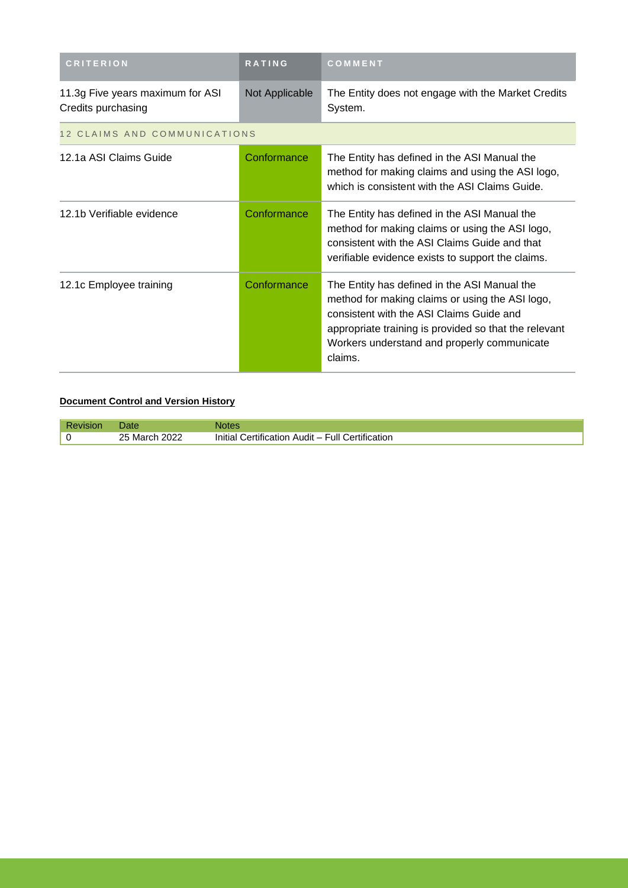| CRITERION | RATING | COMMENT |
|---|---|---|
| 11.3g Five years maximum for ASI Credits purchasing | Not Applicable | The Entity does not engage with the Market Credits System. |
| 12 CLAIMS AND COMMUNICATIONS | | |
| 12.1a ASI Claims Guide | Conformance | The Entity has defined in the ASI Manual the method for making claims and using the ASI logo, which is consistent with the ASI Claims Guide. |
| 12.1b Verifiable evidence | Conformance | The Entity has defined in the ASI Manual the method for making claims or using the ASI logo, consistent with the ASI Claims Guide and that verifiable evidence exists to support the claims. |
| 12.1c Employee training | Conformance | The Entity has defined in the ASI Manual the method for making claims or using the ASI logo, consistent with the ASI Claims Guide and appropriate training is provided so that the relevant Workers understand and properly communicate claims. |

**Document Control and Version History**

| Revision | Date | Notes |
|---|---|---|
| 0 | 25 March 2022 | Initial Certification Audit – Full Certification |